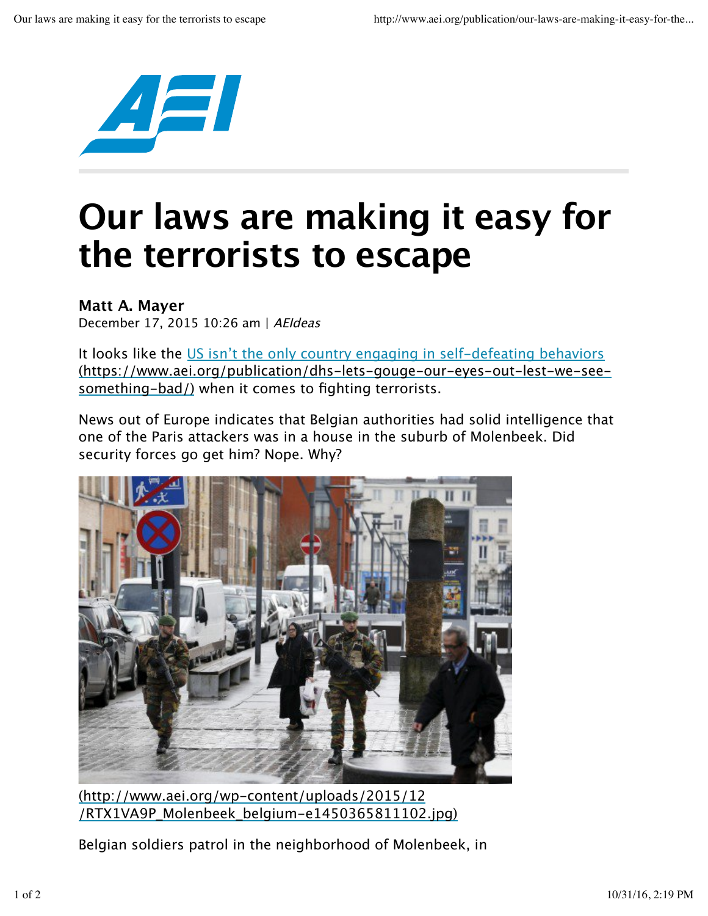# Our laws are making it easy for the terrorists to escape

**Matt A. Mayer**
December 17, 2015 10:26 am | *AEIdeas*

It looks like the US isn't the only country engaging in self-defeating behaviors (https://www.aei.org/publication/dhs-lets-gouge-our-eyes-out-lest-we-see-something-bad/) when it comes to fighting terrorists.

News out of Europe indicates that Belgian authorities had solid intelligence that one of the Paris attackers was in a house in the suburb of Molenbeek. Did security forces go get him? Nope. Why?

(http://www.aei.org/wp-content/uploads/2015/12/RTX1VA9P_Molenbeek_belgium-e1450365811102.jpg)

Belgian soldiers patrol in the neighborhood of Molenbeek, in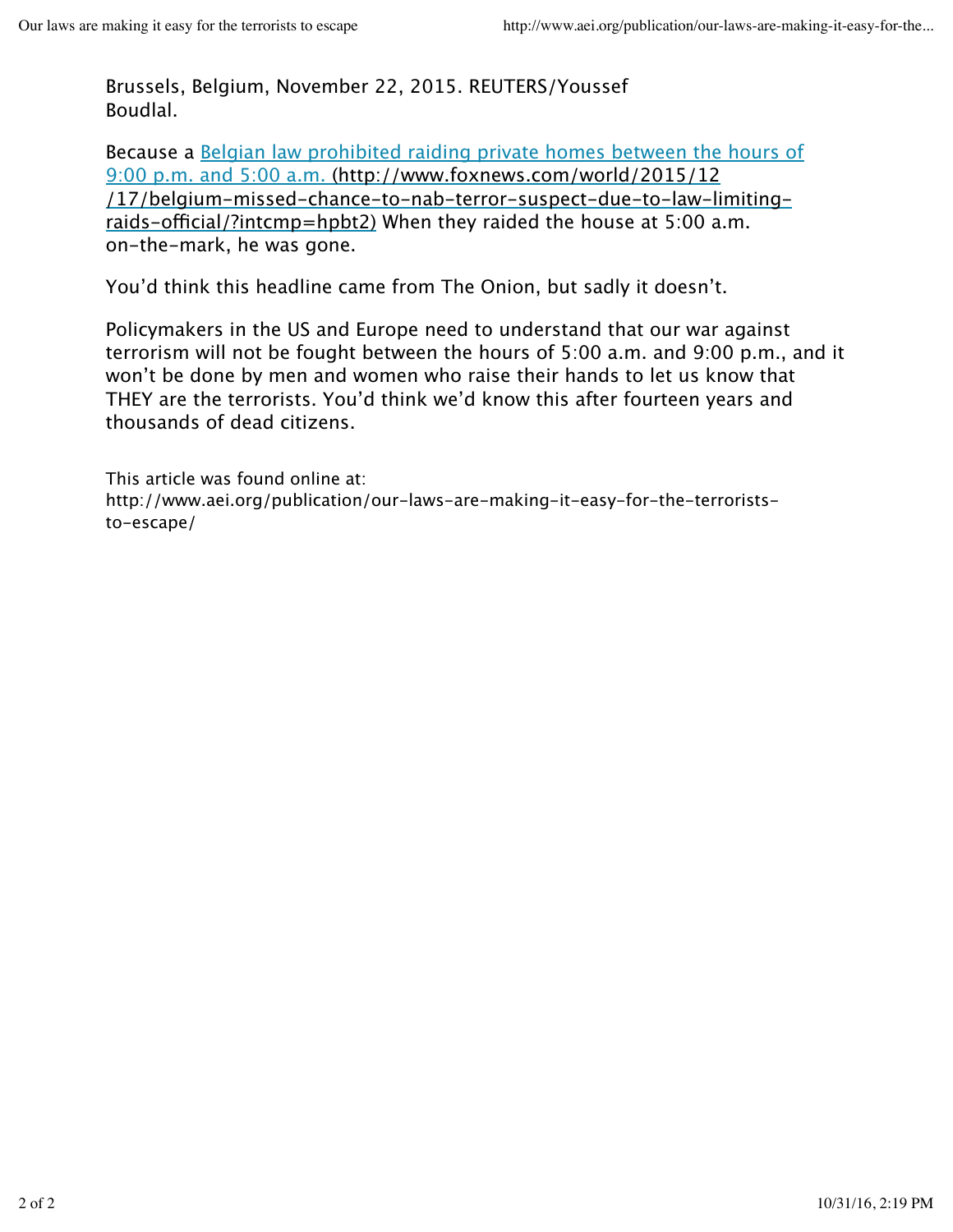Brussels, Belgium, November 22, 2015. REUTERS/Youssef Boudlal.

Because a [Belgian law prohibited raiding private homes between the hours of 9:00 p.m. and 5:00 a.m.](http://www.foxnews.com/world/2015/12/17/belgium-missed-chance-to-nab-terror-suspect-due-to-law-limiting-raids-official/?intcmp=hpbt2) (http://www.foxnews.com/world/2015/12/17/belgium-missed-chance-to-nab-terror-suspect-due-to-law-limiting-raids-official/?intcmp=hpbt2) When they raided the house at 5:00 a.m. on-the-mark, he was gone.

You'd think this headline came from The Onion, but sadly it doesn't.

Policymakers in the US and Europe need to understand that our war against terrorism will not be fought between the hours of 5:00 a.m. and 9:00 p.m., and it won't be done by men and women who raise their hands to let us know that THEY are the terrorists. You'd think we'd know this after fourteen years and thousands of dead citizens.

This article was found online at:
http://www.aei.org/publication/our-laws-are-making-it-easy-for-the-terrorists-to-escape/